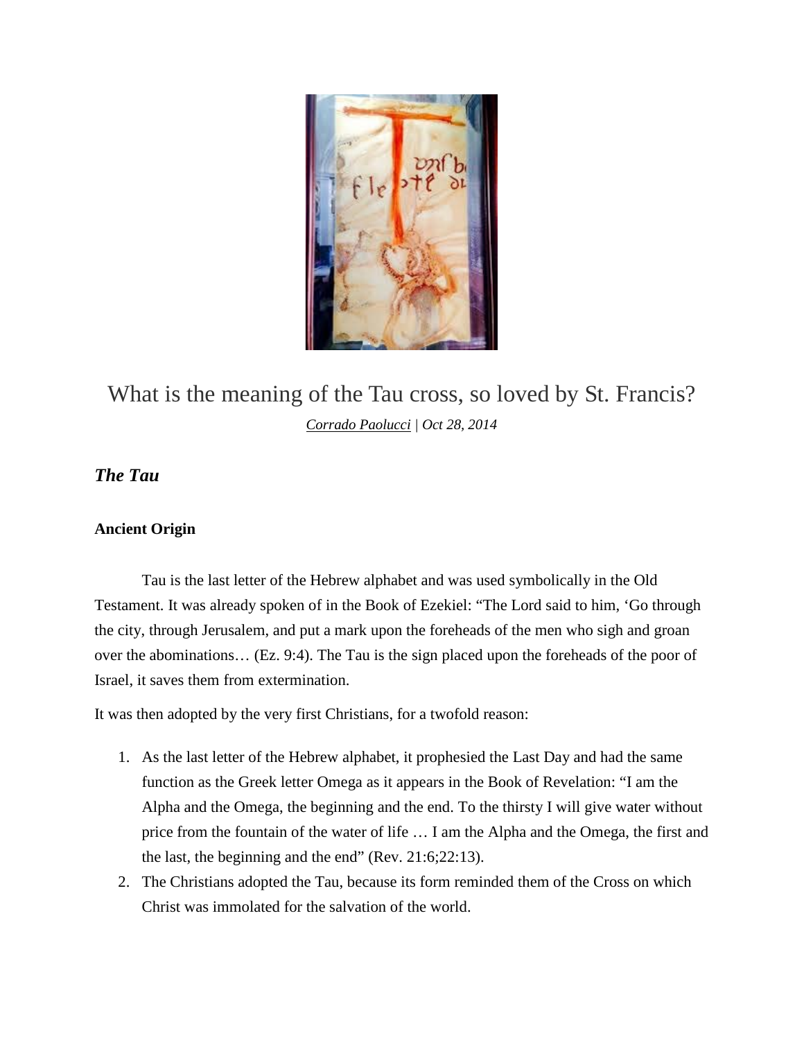What is the meaning of the Tau cross, so loved by St. Francis?

*Corrado Paolucci | Oct 28, 2014*

## *The Tau*

### Ancient Origin

Tau is the last letter of the Hebrew alphabet and was used symbolically in the Old Testament. It was already spoken of in the Book of Ezekiel: "The Lord said to him, 'Go through the city, through Jerusalem, and put a mark upon the foreheads of the men who sigh and groan over the abominations… (Ez. 9:4). The Tau is the sign placed upon the foreheads of the poor of Israel, it saves them from extermination.

It was then adopted by the very first Christians, for a twofold reason:

1. As the last letter of the Hebrew alphabet, it prophesied the Last Day and had the same function as the Greek letter Omega as it appears in the Book of Revelation: "I am the Alpha and the Omega, the beginning and the end. To the thirsty I will give water without price from the fountain of the water of life … I am the Alpha and the Omega, the first and the last, the beginning and the end" (Rev. 21:6;22:13).
2. The Christians adopted the Tau, because its form reminded them of the Cross on which Christ was immolated for the salvation of the world.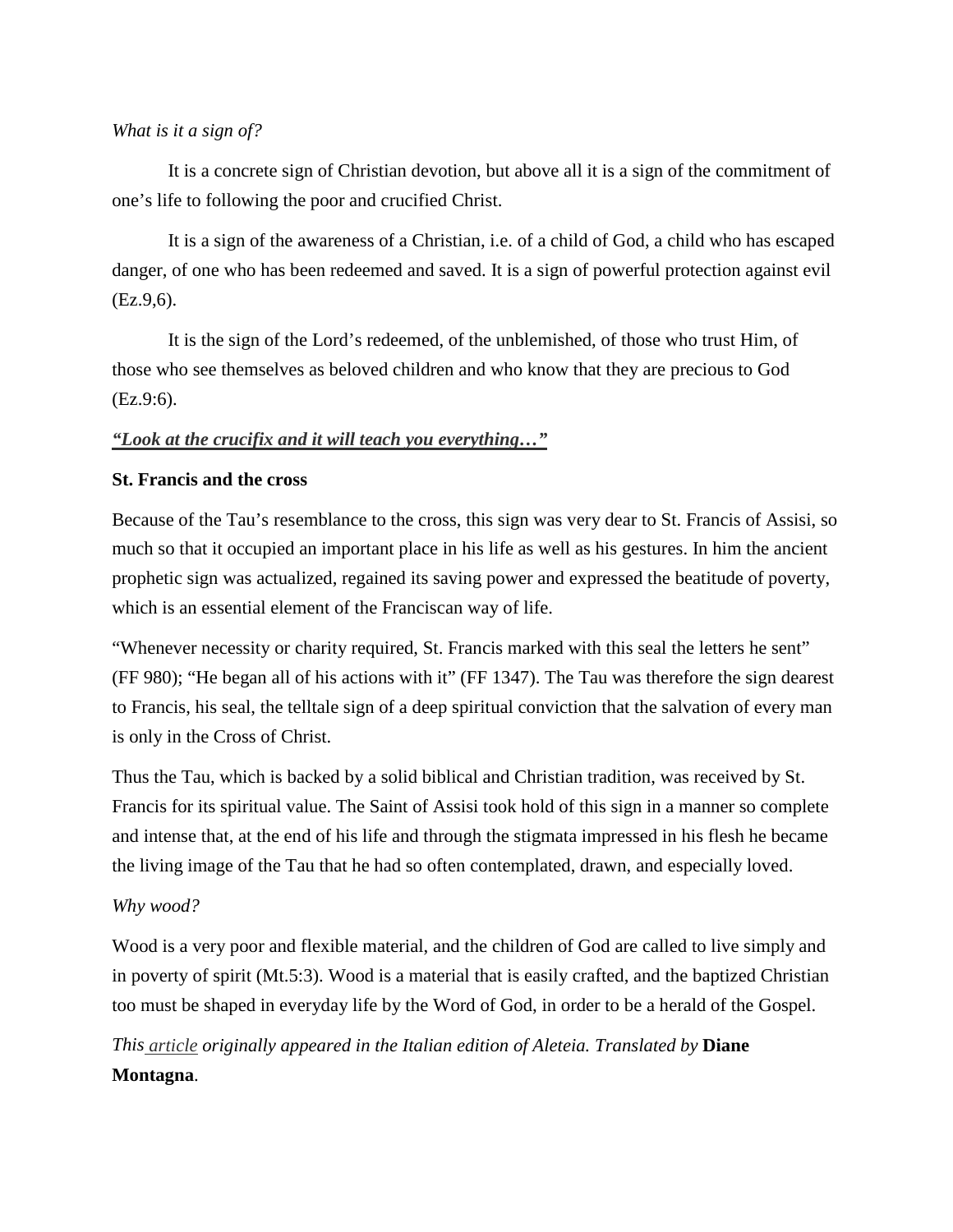*What is it a sign of?*

It is a concrete sign of Christian devotion, but above all it is a sign of the commitment of one's life to following the poor and crucified Christ.

It is a sign of the awareness of a Christian, i.e. of a child of God, a child who has escaped danger, of one who has been redeemed and saved. It is a sign of powerful protection against evil (Ez.9,6).

It is the sign of the Lord's redeemed, of the unblemished, of those who trust Him, of those who see themselves as beloved children and who know that they are precious to God (Ez.9:6).

***<u>"Look at the crucifix and it will teach you everything…"</u>***

**St. Francis and the cross**

Because of the Tau's resemblance to the cross, this sign was very dear to St. Francis of Assisi, so much so that it occupied an important place in his life as well as his gestures. In him the ancient prophetic sign was actualized, regained its saving power and expressed the beatitude of poverty, which is an essential element of the Franciscan way of life.

"Whenever necessity or charity required, St. Francis marked with this seal the letters he sent" (FF 980); "He began all of his actions with it" (FF 1347). The Tau was therefore the sign dearest to Francis, his seal, the telltale sign of a deep spiritual conviction that the salvation of every man is only in the Cross of Christ.

Thus the Tau, which is backed by a solid biblical and Christian tradition, was received by St. Francis for its spiritual value. The Saint of Assisi took hold of this sign in a manner so complete and intense that, at the end of his life and through the stigmata impressed in his flesh he became the living image of the Tau that he had so often contemplated, drawn, and especially loved.

*Why wood?*

Wood is a very poor and flexible material, and the children of God are called to live simply and in poverty of spirit (Mt.5:3). Wood is a material that is easily crafted, and the baptized Christian too must be shaped in everyday life by the Word of God, in order to be a herald of the Gospel.

*This article originally appeared in the Italian edition of Aleteia. Translated by* **Diane Montagna**.